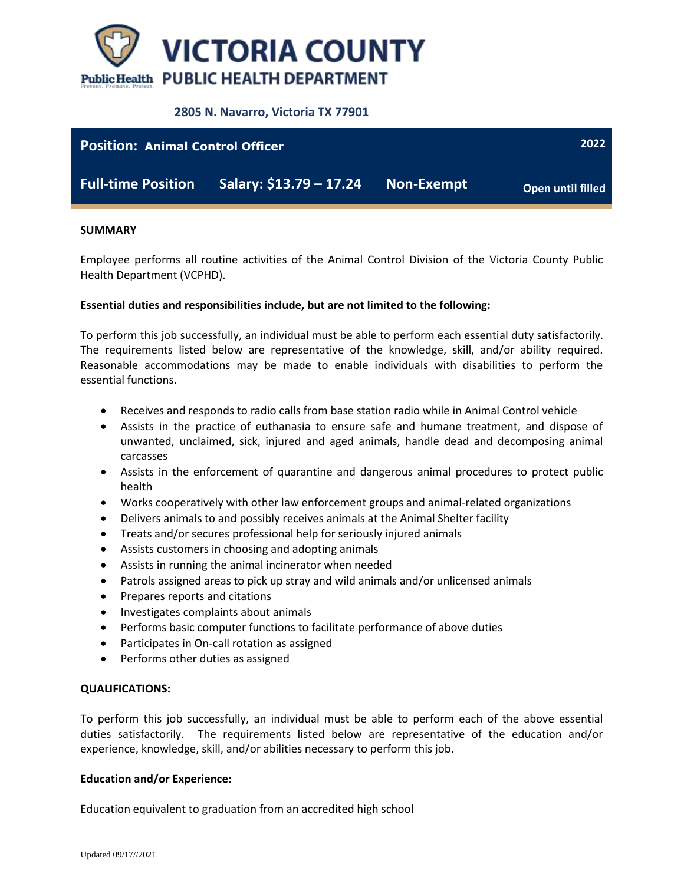# VICTORIA COUNTY PUBLIC HEALTH DEPARTMENT

PublicHealth
Prevent. Promote. Protect.

**2805 N. Navarro, Victoria TX 77901**

| **Position: Animal Control Officer** | | | **2022** |
|---|---|---|---|
| **Full-time Position** | **Salary: $13.79 – 17.24** | **Non-Exempt** | **Open until filled** |

**SUMMARY**

Employee performs all routine activities of the Animal Control Division of the Victoria County Public Health Department (VCPHD).

**Essential duties and responsibilities include, but are not limited to the following:**

To perform this job successfully, an individual must be able to perform each essential duty satisfactorily. The requirements listed below are representative of the knowledge, skill, and/or ability required. Reasonable accommodations may be made to enable individuals with disabilities to perform the essential functions.

- Receives and responds to radio calls from base station radio while in Animal Control vehicle
- Assists in the practice of euthanasia to ensure safe and humane treatment, and dispose of unwanted, unclaimed, sick, injured and aged animals, handle dead and decomposing animal carcasses
- Assists in the enforcement of quarantine and dangerous animal procedures to protect public health
- Works cooperatively with other law enforcement groups and animal-related organizations
- Delivers animals to and possibly receives animals at the Animal Shelter facility
- Treats and/or secures professional help for seriously injured animals
- Assists customers in choosing and adopting animals
- Assists in running the animal incinerator when needed
- Patrols assigned areas to pick up stray and wild animals and/or unlicensed animals
- Prepares reports and citations
- Investigates complaints about animals
- Performs basic computer functions to facilitate performance of above duties
- Participates in On-call rotation as assigned
- Performs other duties as assigned

**QUALIFICATIONS:**

To perform this job successfully, an individual must be able to perform each of the above essential duties satisfactorily. The requirements listed below are representative of the education and/or experience, knowledge, skill, and/or abilities necessary to perform this job.

**Education and/or Experience:**

Education equivalent to graduation from an accredited high school

Updated 09/17//2021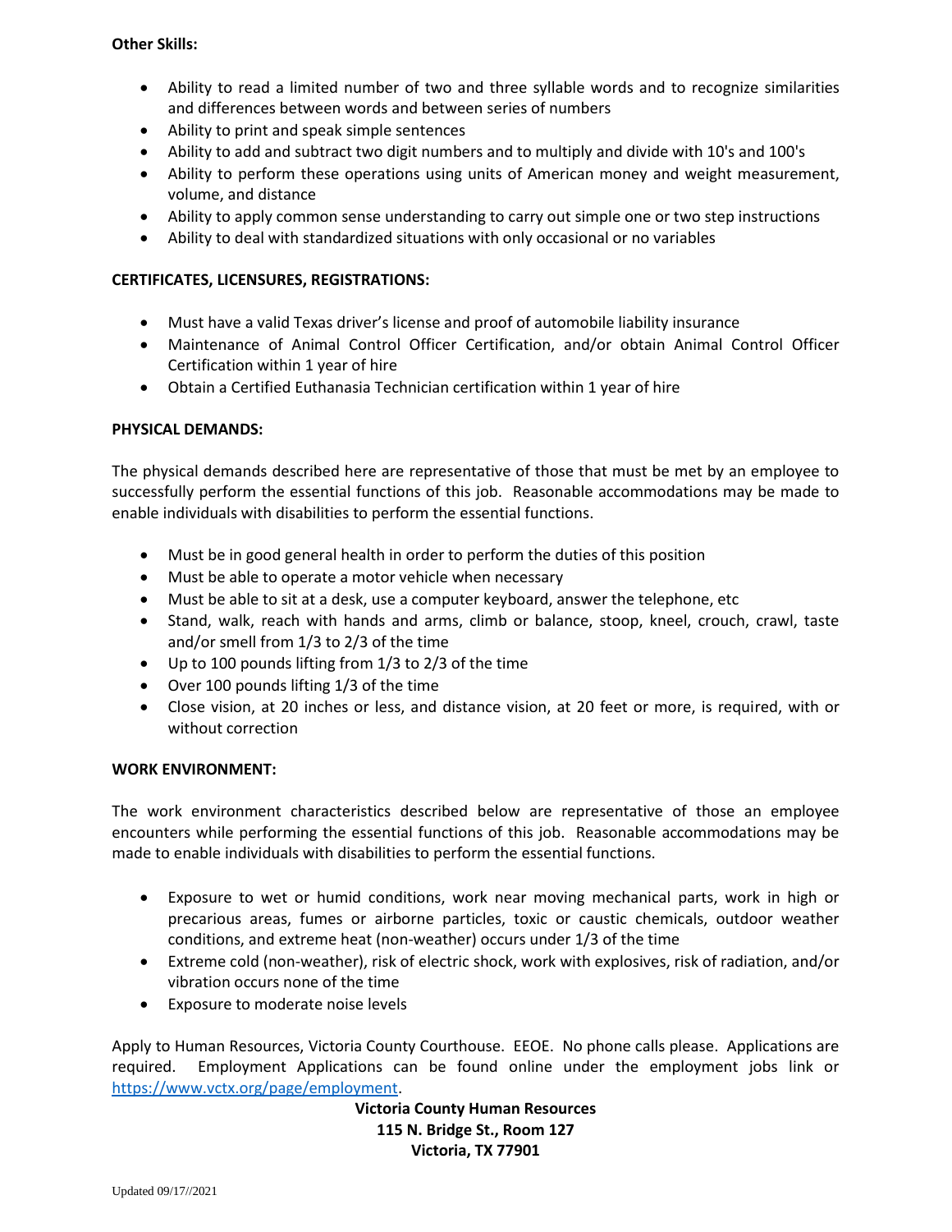**Other Skills:**

- Ability to read a limited number of two and three syllable words and to recognize similarities and differences between words and between series of numbers
- Ability to print and speak simple sentences
- Ability to add and subtract two digit numbers and to multiply and divide with 10's and 100's
- Ability to perform these operations using units of American money and weight measurement, volume, and distance
- Ability to apply common sense understanding to carry out simple one or two step instructions
- Ability to deal with standardized situations with only occasional or no variables

**CERTIFICATES, LICENSURES, REGISTRATIONS:**

- Must have a valid Texas driver's license and proof of automobile liability insurance
- Maintenance of Animal Control Officer Certification, and/or obtain Animal Control Officer Certification within 1 year of hire
- Obtain a Certified Euthanasia Technician certification within 1 year of hire

**PHYSICAL DEMANDS:**

The physical demands described here are representative of those that must be met by an employee to successfully perform the essential functions of this job. Reasonable accommodations may be made to enable individuals with disabilities to perform the essential functions.

- Must be in good general health in order to perform the duties of this position
- Must be able to operate a motor vehicle when necessary
- Must be able to sit at a desk, use a computer keyboard, answer the telephone, etc
- Stand, walk, reach with hands and arms, climb or balance, stoop, kneel, crouch, crawl, taste and/or smell from 1/3 to 2/3 of the time
- Up to 100 pounds lifting from 1/3 to 2/3 of the time
- Over 100 pounds lifting 1/3 of the time
- Close vision, at 20 inches or less, and distance vision, at 20 feet or more, is required, with or without correction

**WORK ENVIRONMENT:**

The work environment characteristics described below are representative of those an employee encounters while performing the essential functions of this job. Reasonable accommodations may be made to enable individuals with disabilities to perform the essential functions.

- Exposure to wet or humid conditions, work near moving mechanical parts, work in high or precarious areas, fumes or airborne particles, toxic or caustic chemicals, outdoor weather conditions, and extreme heat (non-weather) occurs under 1/3 of the time
- Extreme cold (non-weather), risk of electric shock, work with explosives, risk of radiation, and/or vibration occurs none of the time
- Exposure to moderate noise levels

Apply to Human Resources, Victoria County Courthouse. EEOE. No phone calls please. Applications are required. Employment Applications can be found online under the employment jobs link or https://www.vctx.org/page/employment.

**Victoria County Human Resources**
**115 N. Bridge St., Room 127**
**Victoria, TX 77901**

Updated 09/17//2021